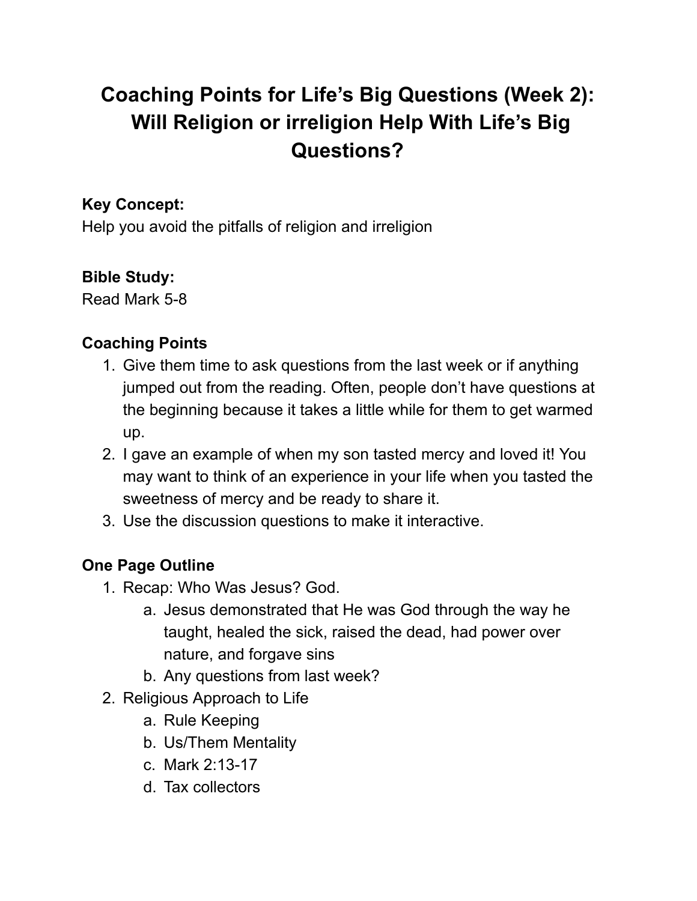# Coaching Points for Life's Big Questions (Week 2): Will Religion or irreligion Help With Life's Big Questions?

**Key Concept:**
Help you avoid the pitfalls of religion and irreligion

**Bible Study:**
Read Mark 5-8

**Coaching Points**

1. Give them time to ask questions from the last week or if anything jumped out from the reading. Often, people don't have questions at the beginning because it takes a little while for them to get warmed up.
2. I gave an example of when my son tasted mercy and loved it! You may want to think of an experience in your life when you tasted the sweetness of mercy and be ready to share it.
3. Use the discussion questions to make it interactive.

**One Page Outline**

1. Recap: Who Was Jesus? God.
    a. Jesus demonstrated that He was God through the way he taught, healed the sick, raised the dead, had power over nature, and forgave sins
    b. Any questions from last week?
2. Religious Approach to Life
    a. Rule Keeping
    b. Us/Them Mentality
    c. Mark 2:13-17
    d. Tax collectors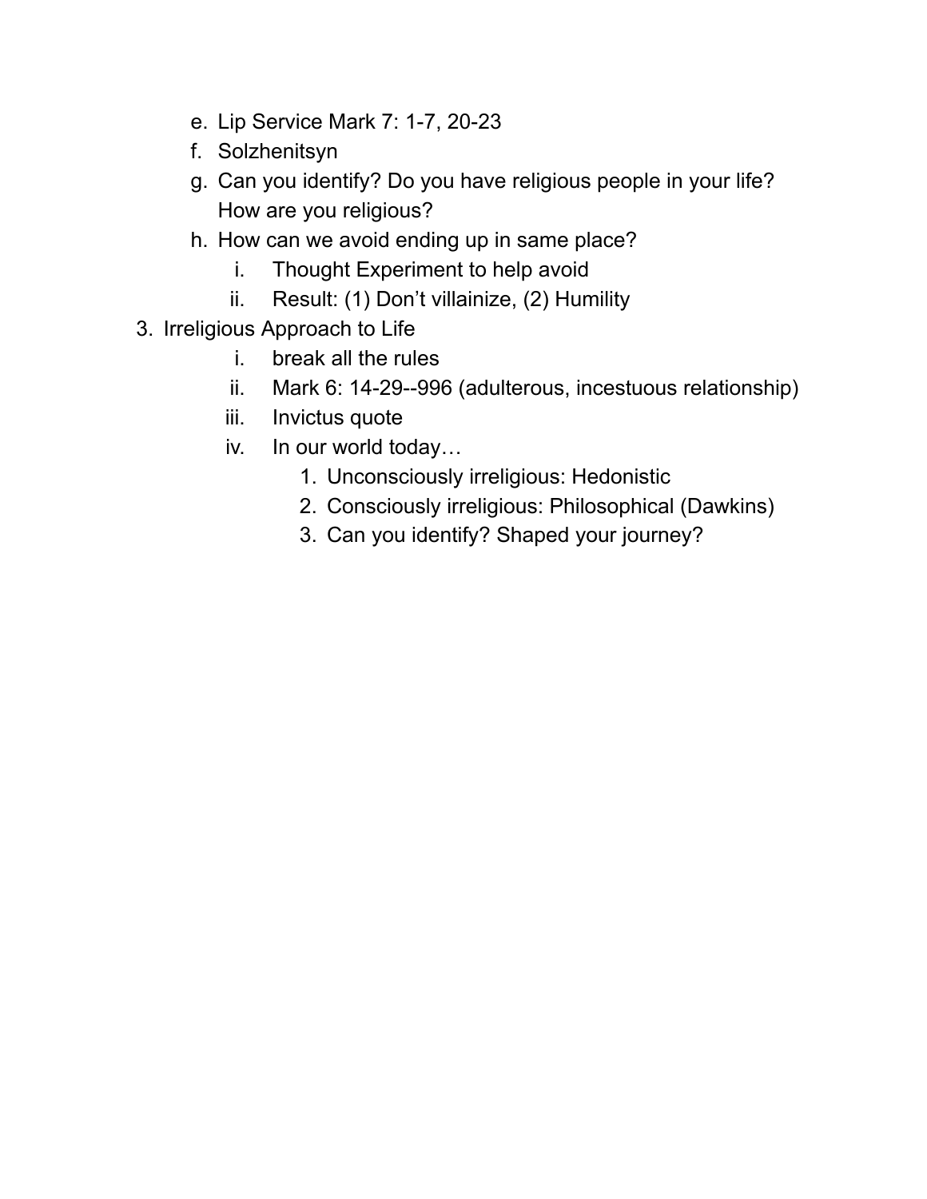e. Lip Service Mark 7: 1-7, 20-23
   f. Solzhenitsyn
   g. Can you identify? Do you have religious people in your life? How are you religious?
   h. How can we avoid ending up in same place?
      i. Thought Experiment to help avoid
      ii. Result: (1) Don't villainize, (2) Humility

3. Irreligious Approach to Life
      i. break all the rules
      ii. Mark 6: 14-29--996 (adulterous, incestuous relationship)
      iii. Invictus quote
      iv. In our world today…
         1. Unconsciously irreligious: Hedonistic
         2. Consciously irreligious: Philosophical (Dawkins)
         3. Can you identify? Shaped your journey?